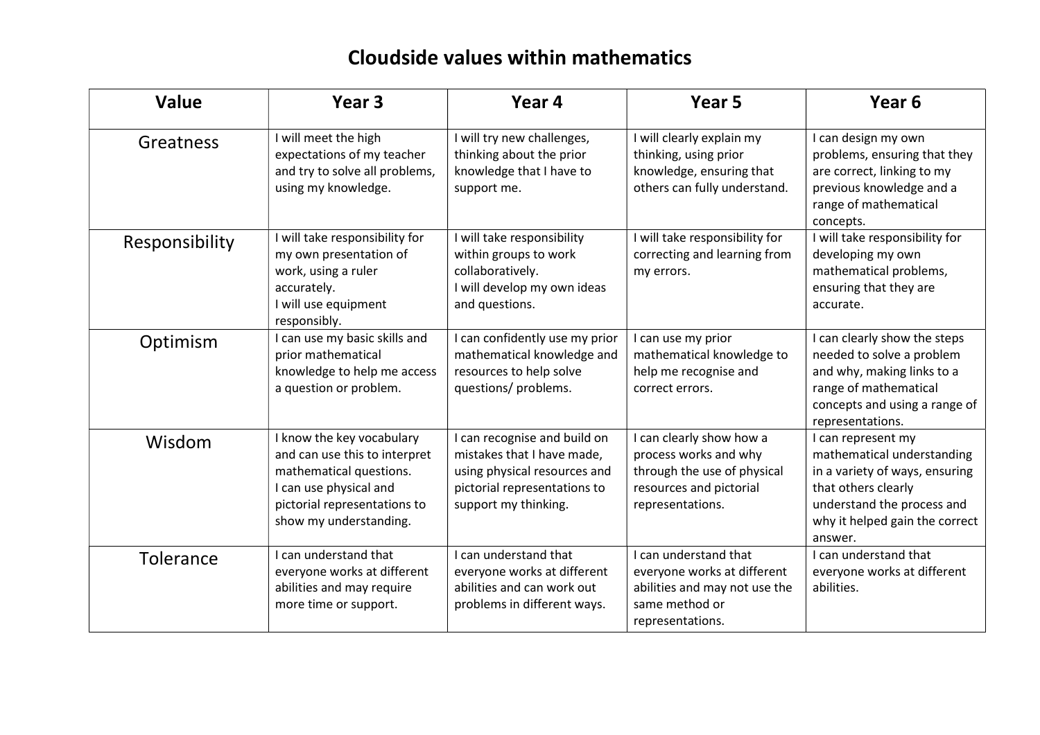# Cloudside values within mathematics

| Value | Year 3 | Year 4 | Year 5 | Year 6 |
|---|---|---|---|---|
| Greatness | I will meet the high expectations of my teacher and try to solve all problems, using my knowledge. | I will try new challenges, thinking about the prior knowledge that I have to support me. | I will clearly explain my thinking, using prior knowledge, ensuring that others can fully understand. | I can design my own problems, ensuring that they are correct, linking to my previous knowledge and a range of mathematical concepts. |
| Responsibility | I will take responsibility for my own presentation of work, using a ruler accurately.<br>I will use equipment responsibly. | I will take responsibility within groups to work collaboratively.<br>I will develop my own ideas and questions. | I will take responsibility for correcting and learning from my errors. | I will take responsibility for developing my own mathematical problems, ensuring that they are accurate. |
| Optimism | I can use my basic skills and prior mathematical knowledge to help me access a question or problem. | I can confidently use my prior mathematical knowledge and resources to help solve questions/ problems. | I can use my prior mathematical knowledge to help me recognise and correct errors. | I can clearly show the steps needed to solve a problem and why, making links to a range of mathematical concepts and using a range of representations. |
| Wisdom | I know the key vocabulary and can use this to interpret mathematical questions.<br>I can use physical and pictorial representations to show my understanding. | I can recognise and build on mistakes that I have made, using physical resources and pictorial representations to support my thinking. | I can clearly show how a process works and why through the use of physical resources and pictorial representations. | I can represent my mathematical understanding in a variety of ways, ensuring that others clearly understand the process and why it helped gain the correct answer. |
| Tolerance | I can understand that everyone works at different abilities and may require more time or support. | I can understand that everyone works at different abilities and can work out problems in different ways. | I can understand that everyone works at different abilities and may not use the same method or representations. | I can understand that everyone works at different abilities. |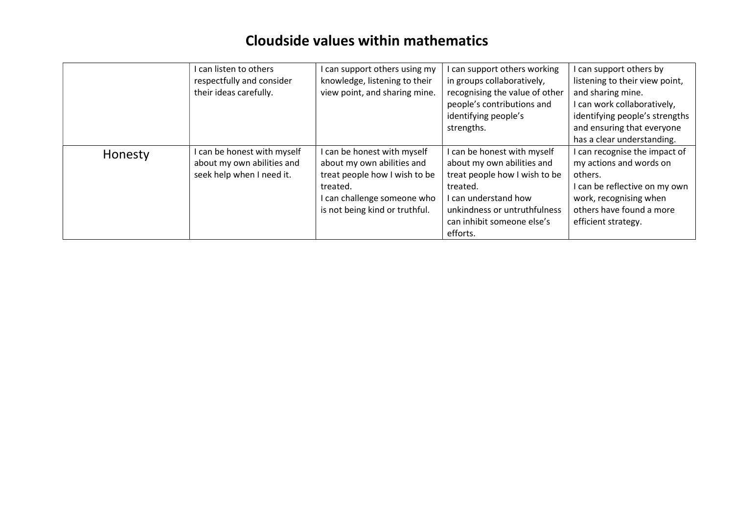# Cloudside values within mathematics

| | | | | |
|---|---|---|---|---|
| | I can listen to others respectfully and consider their ideas carefully. | I can support others using my knowledge, listening to their view point, and sharing mine. | I can support others working in groups collaboratively, recognising the value of other people's contributions and identifying people's strengths. | I can support others by listening to their view point, and sharing mine. I can work collaboratively, identifying people's strengths and ensuring that everyone has a clear understanding. |
| Honesty | I can be honest with myself about my own abilities and seek help when I need it. | I can be honest with myself about my own abilities and treat people how I wish to be treated. I can challenge someone who is not being kind or truthful. | I can be honest with myself about my own abilities and treat people how I wish to be treated. I can understand how unkindness or untruthfulness can inhibit someone else's efforts. | I can recognise the impact of my actions and words on others. I can be reflective on my own work, recognising when others have found a more efficient strategy. |